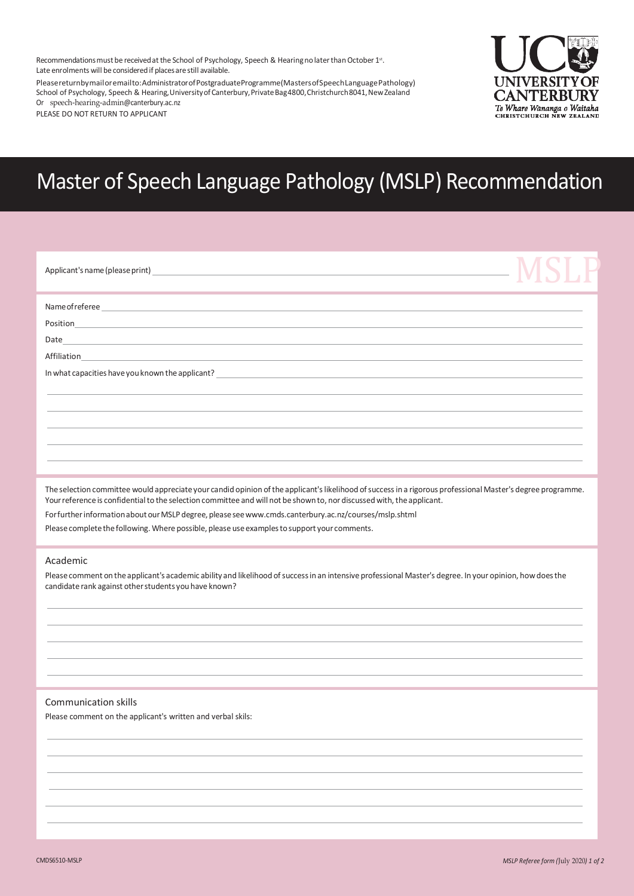Recommendations must be received at the School of Psychology, Speech & Hearing no later than October 1st.
Late enrolments will be considered if places are still available.

Please return by mail or email to: Administrator of Postgraduate Programme (Masters of Speech Language Pathology)
School of Psychology, Speech & Hearing, University of Canterbury, Private Bag 4800, Christchurch 8041, New Zealand
Or speech-hearing-admin@canterbury.ac.nz

PLEASE DO NOT RETURN TO APPLICANT

UC UNIVERSITY OF CANTERBURY
Te Whare Wananga o Waitaha
CHRISTCHURCH NEW ZEALAND

# Master of Speech Language Pathology (MSLP) Recommendation

Applicant's name (please print) \_\_\_\_\_\_\_\_\_\_\_\_\_\_\_\_\_\_\_\_ MSLP

Name of referee \_\_\_\_\_\_\_\_\_\_\_\_\_\_\_\_\_\_\_\_

Position \_\_\_\_\_\_\_\_\_\_\_\_\_\_\_\_\_\_\_\_

Date \_\_\_\_\_\_\_\_\_\_\_\_\_\_\_\_\_\_\_\_

Affiliation \_\_\_\_\_\_\_\_\_\_\_\_\_\_\_\_\_\_\_\_

In what capacities have you known the applicant? \_\_\_\_\_\_\_\_\_\_\_\_\_\_\_\_\_\_\_\_

The selection committee would appreciate your candid opinion of the applicant's likelihood of success in a rigorous professional Master's degree programme. Your reference is confidential to the selection committee and will not be shown to, nor discussed with, the applicant.

For further information about our MSLP degree, please see www.cmds.canterbury.ac.nz/courses/mslp.shtml

Please complete the following. Where possible, please use examples to support your comments.

## Academic

Please comment on the applicant's academic ability and likelihood of success in an intensive professional Master's degree. In your opinion, how does the candidate rank against other students you have known?

## Communication skills

Please comment on the applicant's written and verbal skils:

CMDS6510-MSLP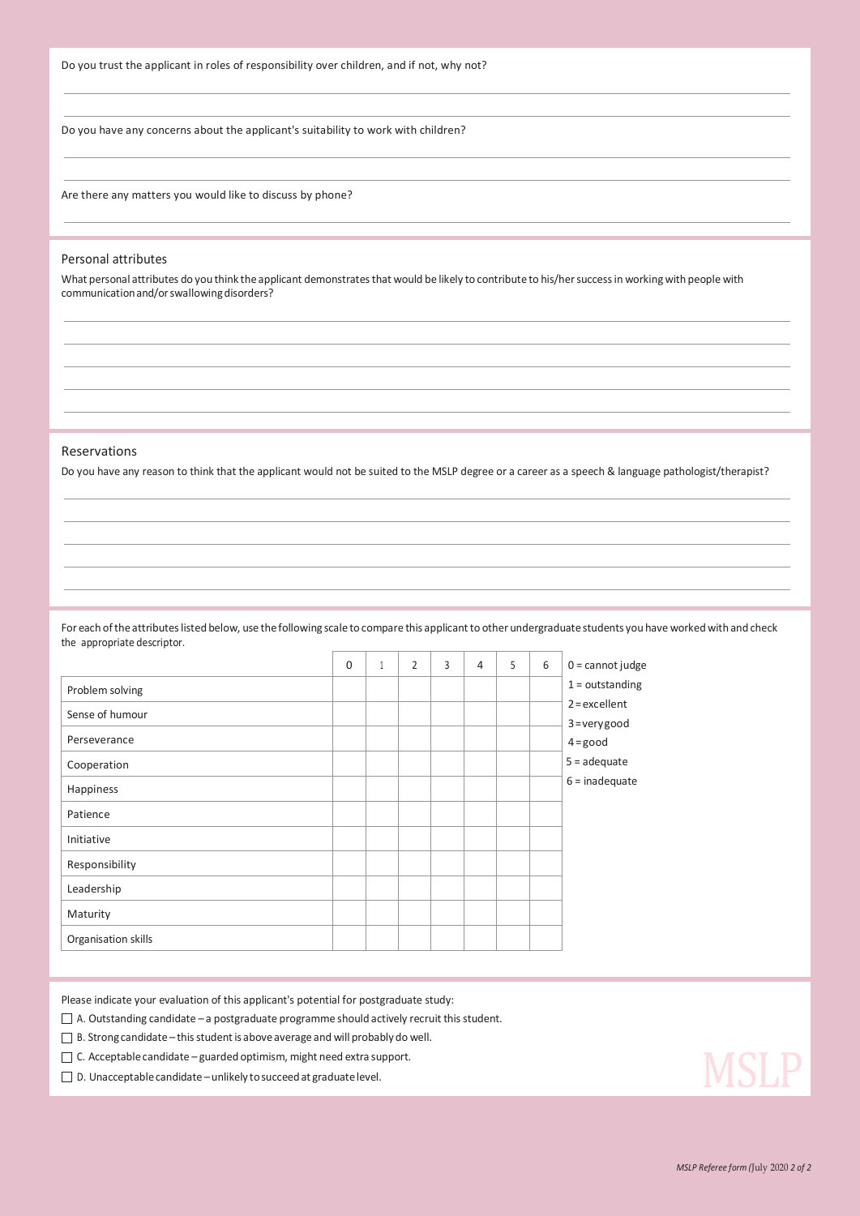Do you trust the applicant in roles of responsibility over children, and if not, why not?

Do you have any concerns about the applicant's suitability to work with children?

Are there any matters you would like to discuss by phone?

## Personal attributes

What personal attributes do you think the applicant demonstrates that would be likely to contribute to his/her success in working with people with communication and/or swallowing disorders?

## Reservations

Do you have any reason to think that the applicant would not be suited to the MSLP degree or a career as a speech & language pathologist/therapist?

For each of the attributes listed below, use the following scale to compare this applicant to other undergraduate students you have worked with and check the appropriate descriptor.

| | 0 | 1 | 2 | 3 | 4 | 5 | 6 |
|---|---|---|---|---|---|---|---|
| Problem solving | | | | | | | |
| Sense of humour | | | | | | | |
| Perseverance | | | | | | | |
| Cooperation | | | | | | | |
| Happiness | | | | | | | |
| Patience | | | | | | | |
| Initiative | | | | | | | |
| Responsibility | | | | | | | |
| Leadership | | | | | | | |
| Maturity | | | | | | | |
| Organisation skills | | | | | | | |

0 = cannot judge
1 = outstanding
2 = excellent
3 = very good
4 = good
5 = adequate
6 = inadequate

Please indicate your evaluation of this applicant's potential for postgraduate study:

☐ A. Outstanding candidate – a postgraduate programme should actively recruit this student.

☐ B. Strong candidate – this student is above average and will probably do well.

☐ C. Acceptable candidate – guarded optimism, might need extra support.

☐ D. Unacceptable candidate – unlikely to succeed at graduate level.

MSLP